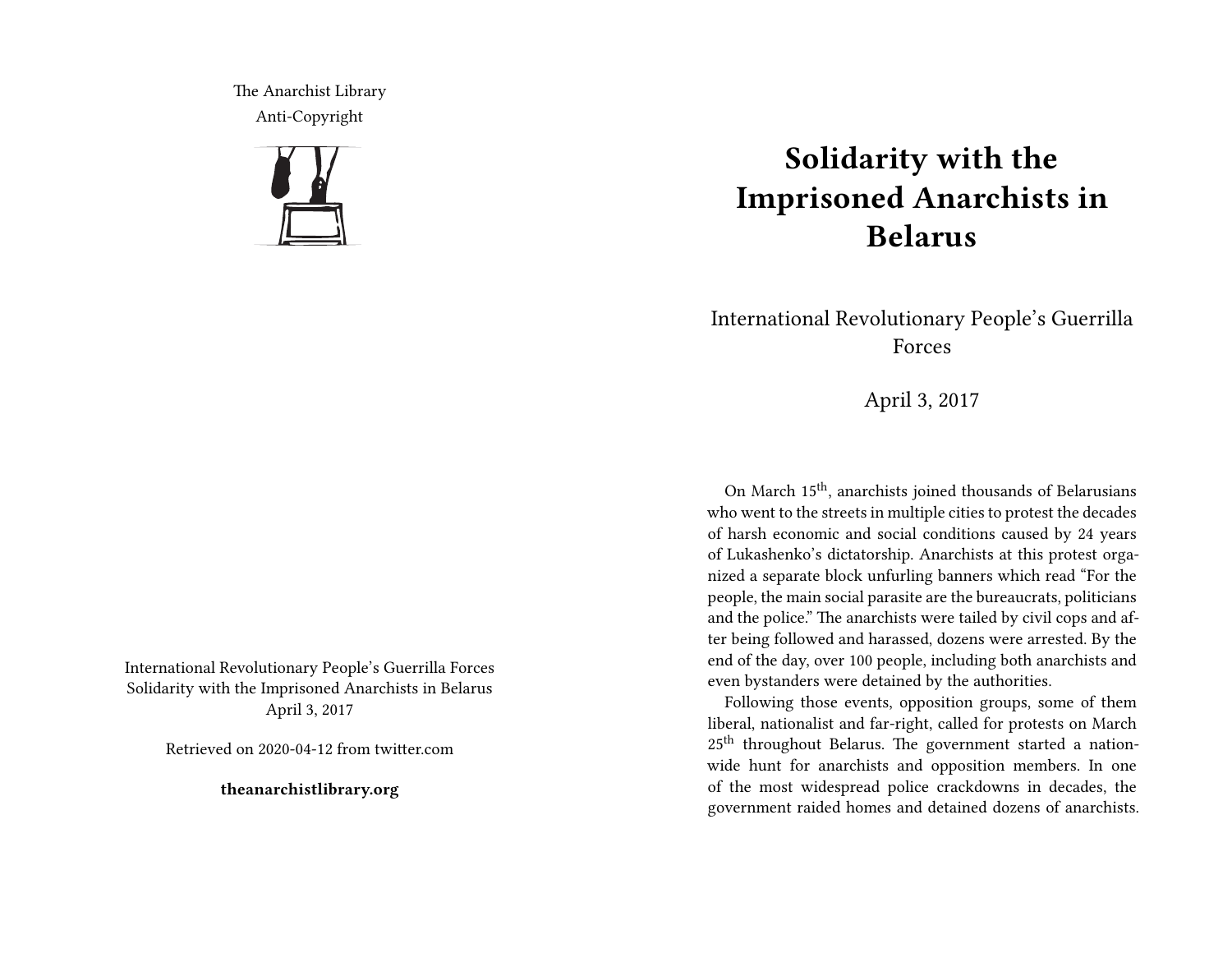The Anarchist Library
Anti-Copyright

International Revolutionary People's Guerrilla Forces
Solidarity with the Imprisoned Anarchists in Belarus
April 3, 2017

Retrieved on 2020-04-12 from twitter.com

**theanarchistlibrary.org**

# Solidarity with the Imprisoned Anarchists in Belarus

International Revolutionary People's Guerrilla Forces

April 3, 2017

On March 15th, anarchists joined thousands of Belarusians who went to the streets in multiple cities to protest the decades of harsh economic and social conditions caused by 24 years of Lukashenko's dictatorship. Anarchists at this protest organized a separate block unfurling banners which read "For the people, the main social parasite are the bureaucrats, politicians and the police." The anarchists were tailed by civil cops and after being followed and harassed, dozens were arrested. By the end of the day, over 100 people, including both anarchists and even bystanders were detained by the authorities.

Following those events, opposition groups, some of them liberal, nationalist and far-right, called for protests on March 25th throughout Belarus. The government started a nationwide hunt for anarchists and opposition members. In one of the most widespread police crackdowns in decades, the government raided homes and detained dozens of anarchists.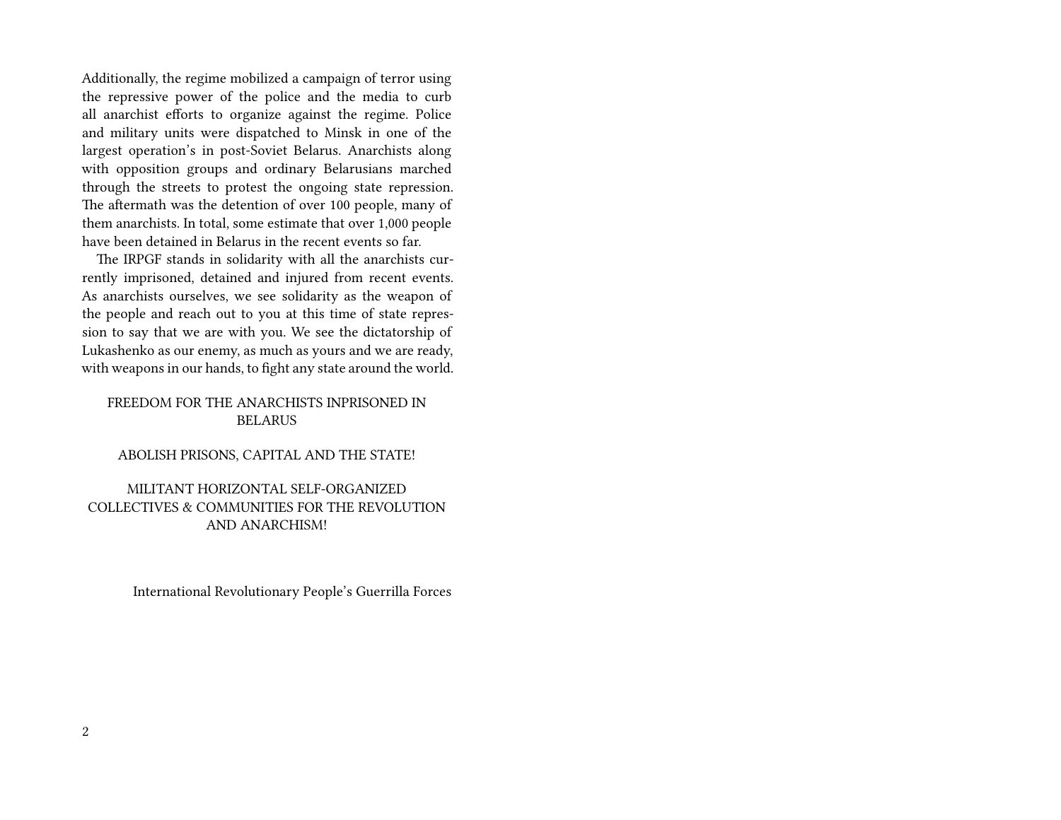Additionally, the regime mobilized a campaign of terror using the repressive power of the police and the media to curb all anarchist efforts to organize against the regime. Police and military units were dispatched to Minsk in one of the largest operation's in post-Soviet Belarus. Anarchists along with opposition groups and ordinary Belarusians marched through the streets to protest the ongoing state repression. The aftermath was the detention of over 100 people, many of them anarchists. In total, some estimate that over 1,000 people have been detained in Belarus in the recent events so far.

The IRPGF stands in solidarity with all the anarchists currently imprisoned, detained and injured from recent events. As anarchists ourselves, we see solidarity as the weapon of the people and reach out to you at this time of state repression to say that we are with you. We see the dictatorship of Lukashenko as our enemy, as much as yours and we are ready, with weapons in our hands, to fight any state around the world.

FREEDOM FOR THE ANARCHISTS INPRISONED IN BELARUS

ABOLISH PRISONS, CAPITAL AND THE STATE!

MILITANT HORIZONTAL SELF-ORGANIZED COLLECTIVES & COMMUNITIES FOR THE REVOLUTION AND ANARCHISM!

International Revolutionary People's Guerrilla Forces